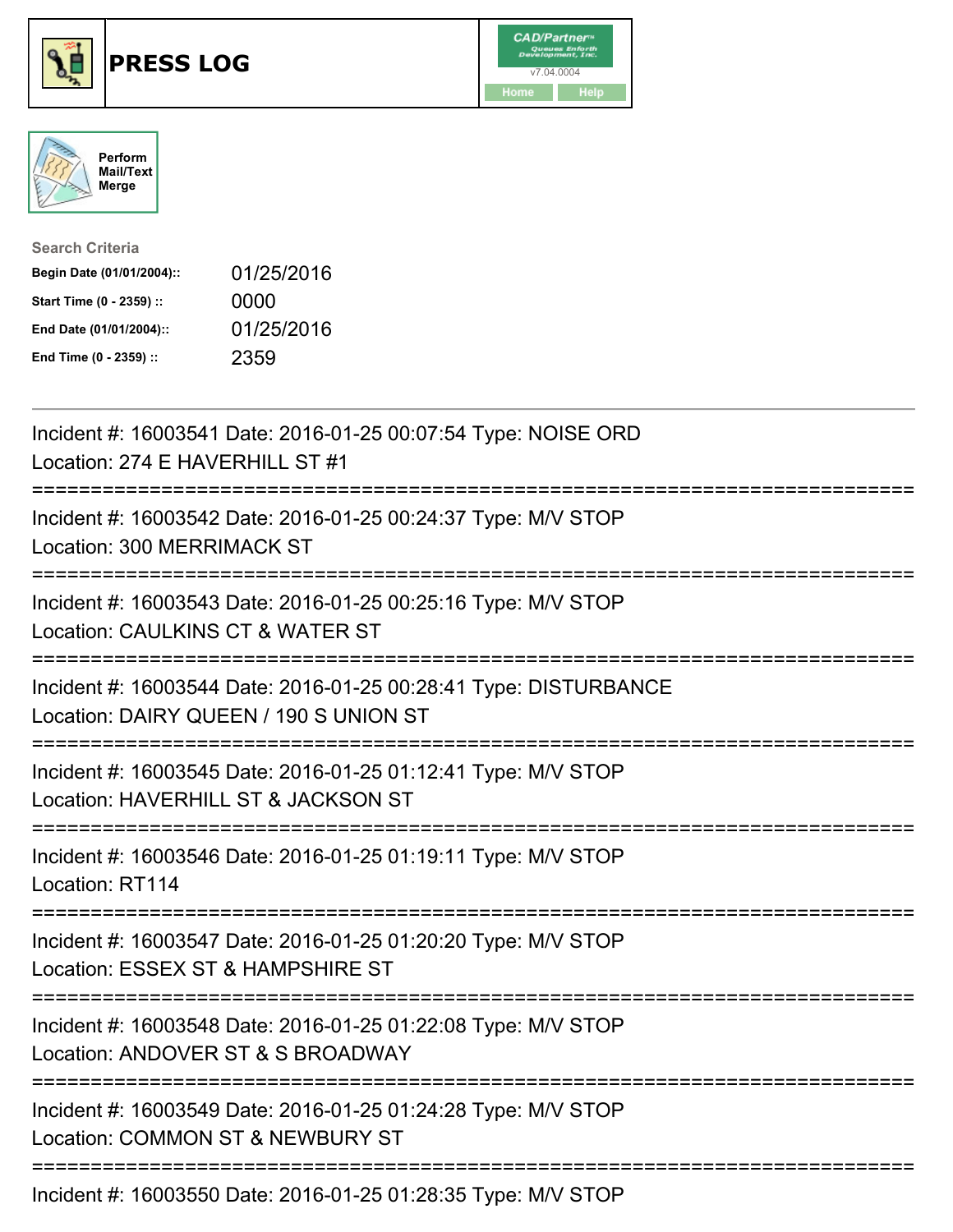# PRESS LOG

CAD/Partner™ Queues Enforth Development, Inc.
v7.04.0004

Home | Help

Perform Mail/Text Merge

**Search Criteria**

| | |
|---|---|
| **Begin Date (01/01/2004)::** | 01/25/2016 |
| **Start Time (0 - 2359) ::** | 0000 |
| **End Date (01/01/2004)::** | 01/25/2016 |
| **End Time (0 - 2359) ::** | 2359 |

---

Incident #: 16003541 Date: 2016-01-25 00:07:54 Type: NOISE ORD
Location: 274 E HAVERHILL ST #1

===========================================================================

Incident #: 16003542 Date: 2016-01-25 00:24:37 Type: M/V STOP
Location: 300 MERRIMACK ST

===========================================================================

Incident #: 16003543 Date: 2016-01-25 00:25:16 Type: M/V STOP
Location: CAULKINS CT & WATER ST

===========================================================================

Incident #: 16003544 Date: 2016-01-25 00:28:41 Type: DISTURBANCE
Location: DAIRY QUEEN / 190 S UNION ST

===========================================================================

Incident #: 16003545 Date: 2016-01-25 01:12:41 Type: M/V STOP
Location: HAVERHILL ST & JACKSON ST

===========================================================================

Incident #: 16003546 Date: 2016-01-25 01:19:11 Type: M/V STOP
Location: RT114

===========================================================================

Incident #: 16003547 Date: 2016-01-25 01:20:20 Type: M/V STOP
Location: ESSEX ST & HAMPSHIRE ST

===========================================================================

Incident #: 16003548 Date: 2016-01-25 01:22:08 Type: M/V STOP
Location: ANDOVER ST & S BROADWAY

===========================================================================

Incident #: 16003549 Date: 2016-01-25 01:24:28 Type: M/V STOP
Location: COMMON ST & NEWBURY ST

===========================================================================

Incident #: 16003550 Date: 2016-01-25 01:28:35 Type: M/V STOP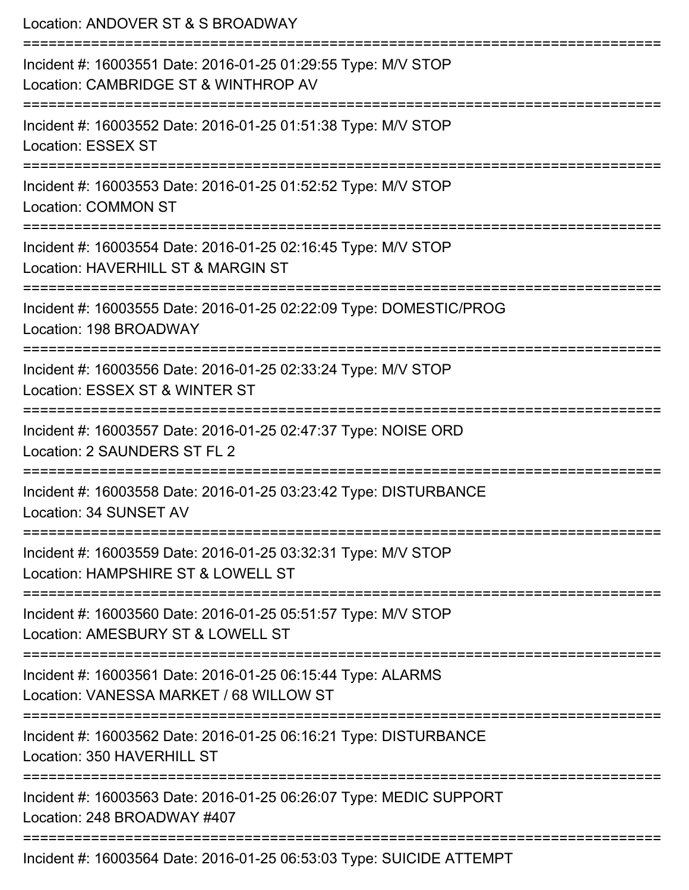Location: ANDOVER ST & S BROADWAY

===========================================================================

Incident #: 16003551 Date: 2016-01-25 01:29:55 Type: M/V STOP
Location: CAMBRIDGE ST & WINTHROP AV

===========================================================================

Incident #: 16003552 Date: 2016-01-25 01:51:38 Type: M/V STOP
Location: ESSEX ST

===========================================================================

Incident #: 16003553 Date: 2016-01-25 01:52:52 Type: M/V STOP
Location: COMMON ST

===========================================================================

Incident #: 16003554 Date: 2016-01-25 02:16:45 Type: M/V STOP
Location: HAVERHILL ST & MARGIN ST

===========================================================================

Incident #: 16003555 Date: 2016-01-25 02:22:09 Type: DOMESTIC/PROG
Location: 198 BROADWAY

===========================================================================

Incident #: 16003556 Date: 2016-01-25 02:33:24 Type: M/V STOP
Location: ESSEX ST & WINTER ST

===========================================================================

Incident #: 16003557 Date: 2016-01-25 02:47:37 Type: NOISE ORD
Location: 2 SAUNDERS ST FL 2

===========================================================================

Incident #: 16003558 Date: 2016-01-25 03:23:42 Type: DISTURBANCE
Location: 34 SUNSET AV

===========================================================================

Incident #: 16003559 Date: 2016-01-25 03:32:31 Type: M/V STOP
Location: HAMPSHIRE ST & LOWELL ST

===========================================================================

Incident #: 16003560 Date: 2016-01-25 05:51:57 Type: M/V STOP
Location: AMESBURY ST & LOWELL ST

===========================================================================

Incident #: 16003561 Date: 2016-01-25 06:15:44 Type: ALARMS
Location: VANESSA MARKET / 68 WILLOW ST

===========================================================================

Incident #: 16003562 Date: 2016-01-25 06:16:21 Type: DISTURBANCE
Location: 350 HAVERHILL ST

===========================================================================

Incident #: 16003563 Date: 2016-01-25 06:26:07 Type: MEDIC SUPPORT
Location: 248 BROADWAY #407

===========================================================================

Incident #: 16003564 Date: 2016-01-25 06:53:03 Type: SUICIDE ATTEMPT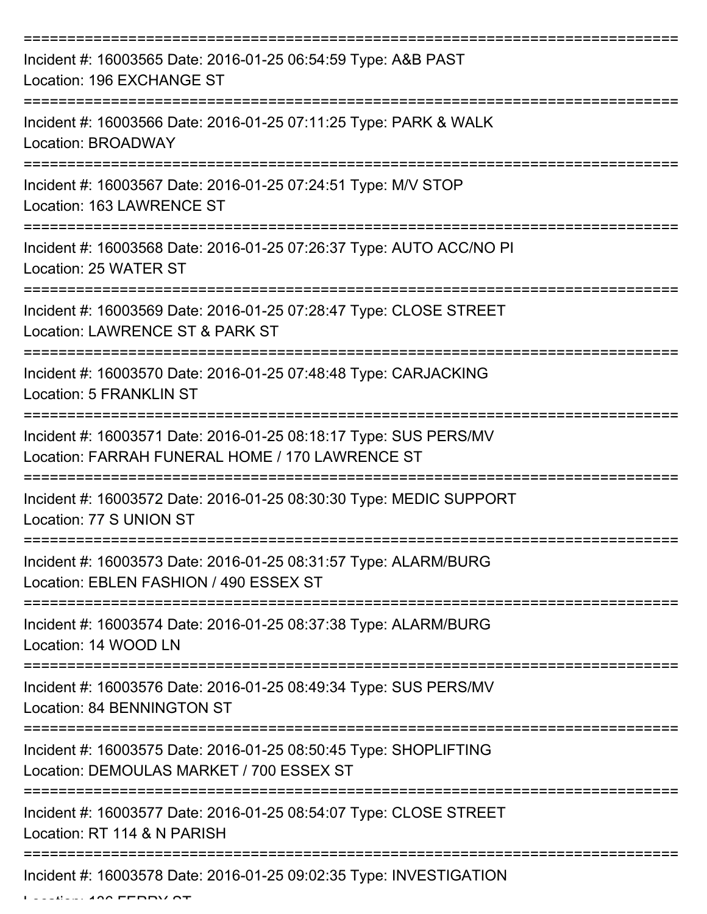Incident #: 16003565 Date: 2016-01-25 06:54:59 Type: A&B PAST
Location: 196 EXCHANGE ST

Incident #: 16003566 Date: 2016-01-25 07:11:25 Type: PARK & WALK
Location: BROADWAY

Incident #: 16003567 Date: 2016-01-25 07:24:51 Type: M/V STOP
Location: 163 LAWRENCE ST

Incident #: 16003568 Date: 2016-01-25 07:26:37 Type: AUTO ACC/NO PI
Location: 25 WATER ST

Incident #: 16003569 Date: 2016-01-25 07:28:47 Type: CLOSE STREET
Location: LAWRENCE ST & PARK ST

Incident #: 16003570 Date: 2016-01-25 07:48:48 Type: CARJACKING
Location: 5 FRANKLIN ST

Incident #: 16003571 Date: 2016-01-25 08:18:17 Type: SUS PERS/MV
Location: FARRAH FUNERAL HOME / 170 LAWRENCE ST

Incident #: 16003572 Date: 2016-01-25 08:30:30 Type: MEDIC SUPPORT
Location: 77 S UNION ST

Incident #: 16003573 Date: 2016-01-25 08:31:57 Type: ALARM/BURG
Location: EBLEN FASHION / 490 ESSEX ST

Incident #: 16003574 Date: 2016-01-25 08:37:38 Type: ALARM/BURG
Location: 14 WOOD LN

Incident #: 16003576 Date: 2016-01-25 08:49:34 Type: SUS PERS/MV
Location: 84 BENNINGTON ST

Incident #: 16003575 Date: 2016-01-25 08:50:45 Type: SHOPLIFTING
Location: DEMOULAS MARKET / 700 ESSEX ST

Incident #: 16003577 Date: 2016-01-25 08:54:07 Type: CLOSE STREET
Location: RT 114 & N PARISH

Incident #: 16003578 Date: 2016-01-25 09:02:35 Type: INVESTIGATION
Location: 136 FERRY ST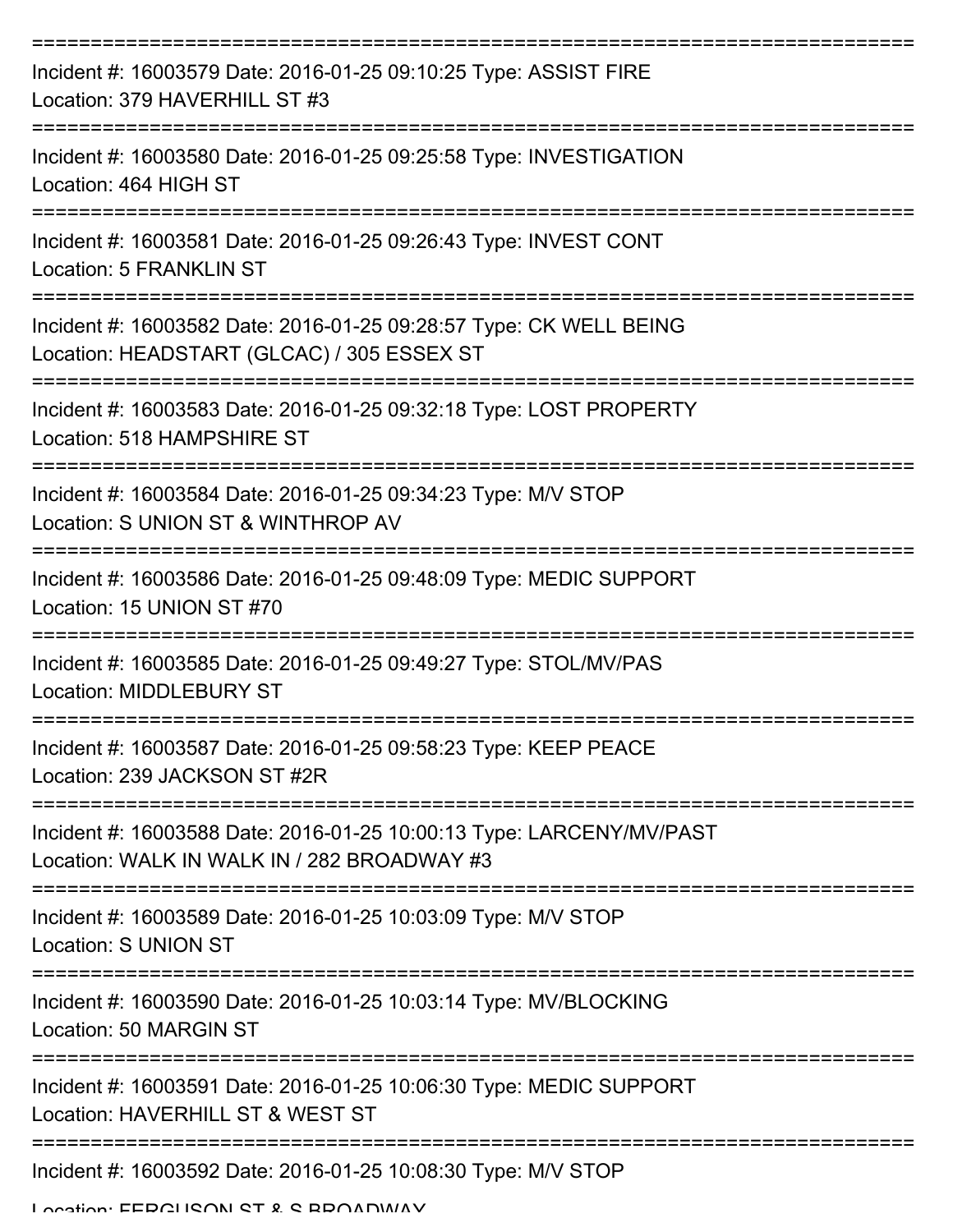===========================================================================

Incident #: 16003579 Date: 2016-01-25 09:10:25 Type: ASSIST FIRE
Location: 379 HAVERHILL ST #3

===========================================================================

Incident #: 16003580 Date: 2016-01-25 09:25:58 Type: INVESTIGATION
Location: 464 HIGH ST

===========================================================================

Incident #: 16003581 Date: 2016-01-25 09:26:43 Type: INVEST CONT
Location: 5 FRANKLIN ST

===========================================================================

Incident #: 16003582 Date: 2016-01-25 09:28:57 Type: CK WELL BEING
Location: HEADSTART (GLCAC) / 305 ESSEX ST

===========================================================================

Incident #: 16003583 Date: 2016-01-25 09:32:18 Type: LOST PROPERTY
Location: 518 HAMPSHIRE ST

===========================================================================

Incident #: 16003584 Date: 2016-01-25 09:34:23 Type: M/V STOP
Location: S UNION ST & WINTHROP AV

===========================================================================

Incident #: 16003586 Date: 2016-01-25 09:48:09 Type: MEDIC SUPPORT
Location: 15 UNION ST #70

===========================================================================

Incident #: 16003585 Date: 2016-01-25 09:49:27 Type: STOL/MV/PAS
Location: MIDDLEBURY ST

===========================================================================

Incident #: 16003587 Date: 2016-01-25 09:58:23 Type: KEEP PEACE
Location: 239 JACKSON ST #2R

===========================================================================

Incident #: 16003588 Date: 2016-01-25 10:00:13 Type: LARCENY/MV/PAST
Location: WALK IN WALK IN / 282 BROADWAY #3

===========================================================================

Incident #: 16003589 Date: 2016-01-25 10:03:09 Type: M/V STOP
Location: S UNION ST

===========================================================================

Incident #: 16003590 Date: 2016-01-25 10:03:14 Type: MV/BLOCKING
Location: 50 MARGIN ST

===========================================================================

Incident #: 16003591 Date: 2016-01-25 10:06:30 Type: MEDIC SUPPORT
Location: HAVERHILL ST & WEST ST

===========================================================================

Incident #: 16003592 Date: 2016-01-25 10:08:30 Type: M/V STOP
Location: FERGUSON ST & S BROADWAY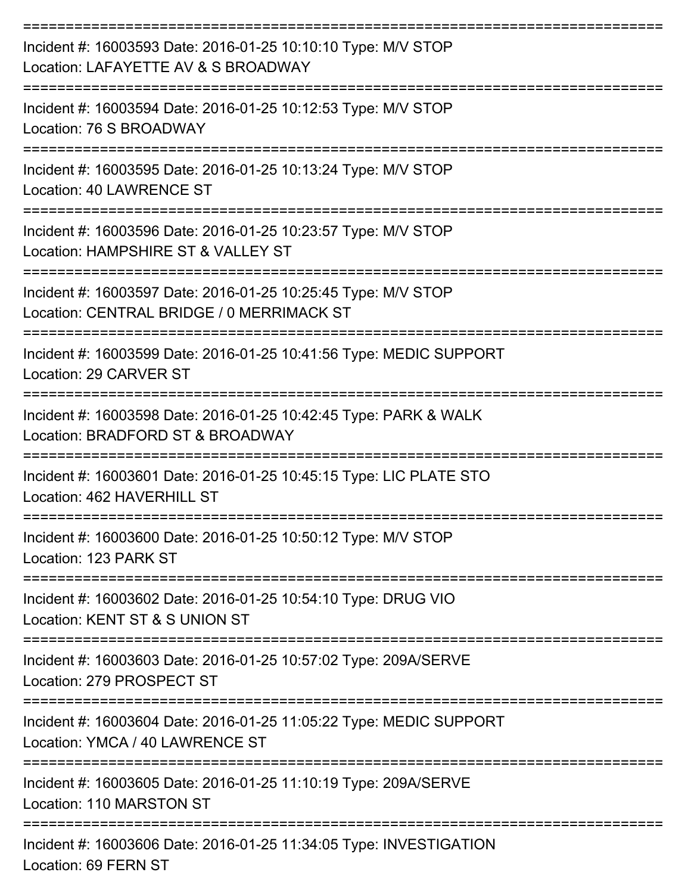===========================================================================

Incident #: 16003593 Date: 2016-01-25 10:10:10 Type: M/V STOP
Location: LAFAYETTE AV & S BROADWAY

===========================================================================

Incident #: 16003594 Date: 2016-01-25 10:12:53 Type: M/V STOP
Location: 76 S BROADWAY

===========================================================================

Incident #: 16003595 Date: 2016-01-25 10:13:24 Type: M/V STOP
Location: 40 LAWRENCE ST

===========================================================================

Incident #: 16003596 Date: 2016-01-25 10:23:57 Type: M/V STOP
Location: HAMPSHIRE ST & VALLEY ST

===========================================================================

Incident #: 16003597 Date: 2016-01-25 10:25:45 Type: M/V STOP
Location: CENTRAL BRIDGE / 0 MERRIMACK ST

===========================================================================

Incident #: 16003599 Date: 2016-01-25 10:41:56 Type: MEDIC SUPPORT
Location: 29 CARVER ST

===========================================================================

Incident #: 16003598 Date: 2016-01-25 10:42:45 Type: PARK & WALK
Location: BRADFORD ST & BROADWAY

===========================================================================

Incident #: 16003601 Date: 2016-01-25 10:45:15 Type: LIC PLATE STO
Location: 462 HAVERHILL ST

===========================================================================

Incident #: 16003600 Date: 2016-01-25 10:50:12 Type: M/V STOP
Location: 123 PARK ST

===========================================================================

Incident #: 16003602 Date: 2016-01-25 10:54:10 Type: DRUG VIO
Location: KENT ST & S UNION ST

===========================================================================

Incident #: 16003603 Date: 2016-01-25 10:57:02 Type: 209A/SERVE
Location: 279 PROSPECT ST

===========================================================================

Incident #: 16003604 Date: 2016-01-25 11:05:22 Type: MEDIC SUPPORT
Location: YMCA / 40 LAWRENCE ST

===========================================================================

Incident #: 16003605 Date: 2016-01-25 11:10:19 Type: 209A/SERVE
Location: 110 MARSTON ST

===========================================================================

Incident #: 16003606 Date: 2016-01-25 11:34:05 Type: INVESTIGATION
Location: 69 FERN ST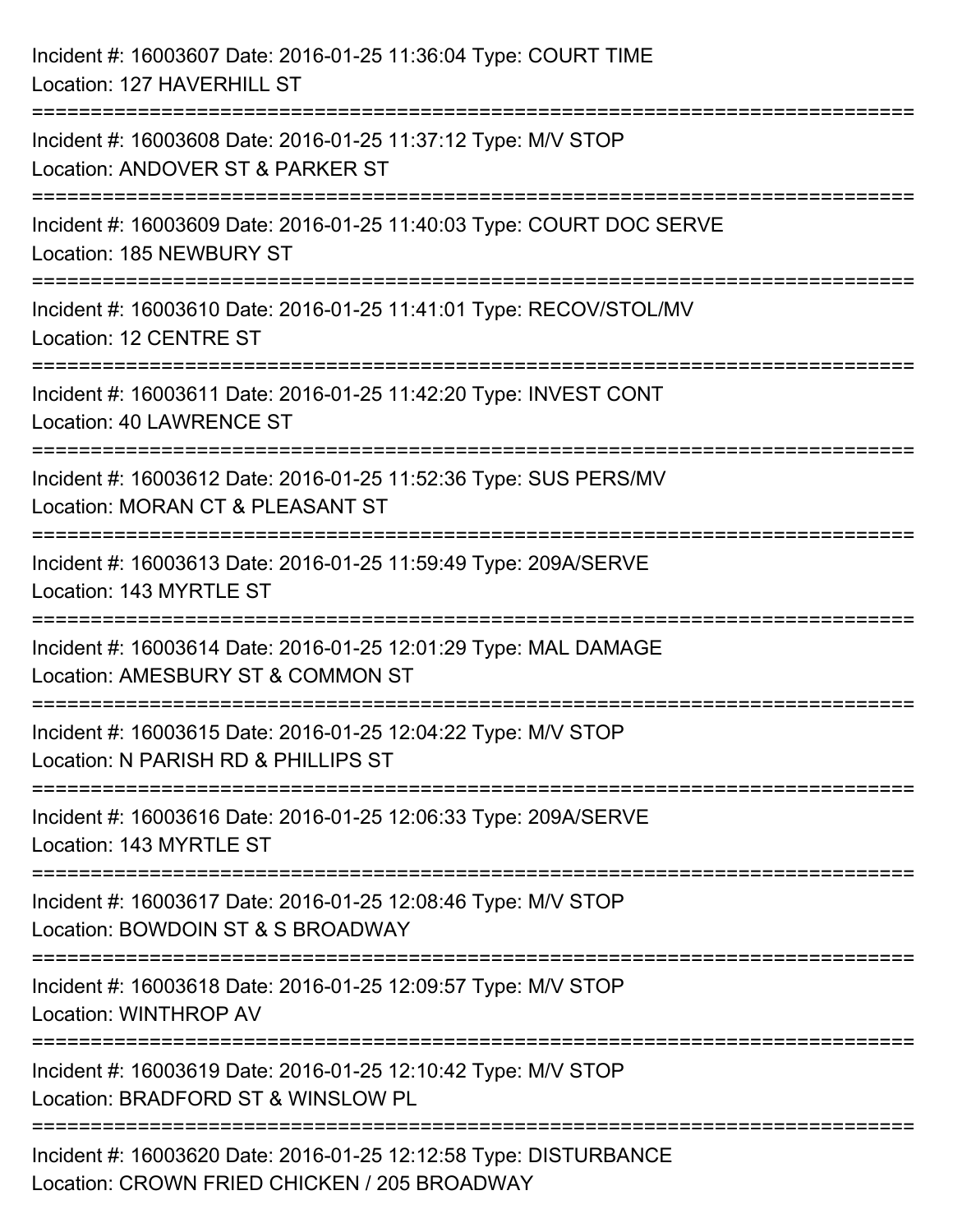Incident #: 16003607 Date: 2016-01-25 11:36:04 Type: COURT TIME
Location: 127 HAVERHILL ST

===========================================================================

Incident #: 16003608 Date: 2016-01-25 11:37:12 Type: M/V STOP
Location: ANDOVER ST & PARKER ST

===========================================================================

Incident #: 16003609 Date: 2016-01-25 11:40:03 Type: COURT DOC SERVE
Location: 185 NEWBURY ST

===========================================================================

Incident #: 16003610 Date: 2016-01-25 11:41:01 Type: RECOV/STOL/MV
Location: 12 CENTRE ST

===========================================================================

Incident #: 16003611 Date: 2016-01-25 11:42:20 Type: INVEST CONT
Location: 40 LAWRENCE ST

===========================================================================

Incident #: 16003612 Date: 2016-01-25 11:52:36 Type: SUS PERS/MV
Location: MORAN CT & PLEASANT ST

===========================================================================

Incident #: 16003613 Date: 2016-01-25 11:59:49 Type: 209A/SERVE
Location: 143 MYRTLE ST

===========================================================================

Incident #: 16003614 Date: 2016-01-25 12:01:29 Type: MAL DAMAGE
Location: AMESBURY ST & COMMON ST

===========================================================================

Incident #: 16003615 Date: 2016-01-25 12:04:22 Type: M/V STOP
Location: N PARISH RD & PHILLIPS ST

===========================================================================

Incident #: 16003616 Date: 2016-01-25 12:06:33 Type: 209A/SERVE
Location: 143 MYRTLE ST

===========================================================================

Incident #: 16003617 Date: 2016-01-25 12:08:46 Type: M/V STOP
Location: BOWDOIN ST & S BROADWAY

===========================================================================

Incident #: 16003618 Date: 2016-01-25 12:09:57 Type: M/V STOP
Location: WINTHROP AV

===========================================================================

Incident #: 16003619 Date: 2016-01-25 12:10:42 Type: M/V STOP
Location: BRADFORD ST & WINSLOW PL

===========================================================================

Incident #: 16003620 Date: 2016-01-25 12:12:58 Type: DISTURBANCE
Location: CROWN FRIED CHICKEN / 205 BROADWAY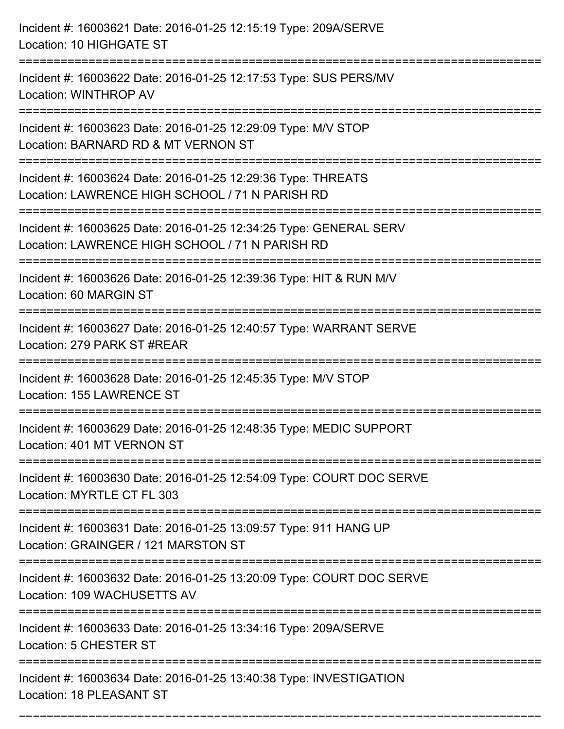Incident #: 16003621 Date: 2016-01-25 12:15:19 Type: 209A/SERVE
Location: 10 HIGHGATE ST

===========================================================================

Incident #: 16003622 Date: 2016-01-25 12:17:53 Type: SUS PERS/MV
Location: WINTHROP AV

===========================================================================

Incident #: 16003623 Date: 2016-01-25 12:29:09 Type: M/V STOP
Location: BARNARD RD & MT VERNON ST

===========================================================================

Incident #: 16003624 Date: 2016-01-25 12:29:36 Type: THREATS
Location: LAWRENCE HIGH SCHOOL / 71 N PARISH RD

===========================================================================

Incident #: 16003625 Date: 2016-01-25 12:34:25 Type: GENERAL SERV
Location: LAWRENCE HIGH SCHOOL / 71 N PARISH RD

===========================================================================

Incident #: 16003626 Date: 2016-01-25 12:39:36 Type: HIT & RUN M/V
Location: 60 MARGIN ST

===========================================================================

Incident #: 16003627 Date: 2016-01-25 12:40:57 Type: WARRANT SERVE
Location: 279 PARK ST #REAR

===========================================================================

Incident #: 16003628 Date: 2016-01-25 12:45:35 Type: M/V STOP
Location: 155 LAWRENCE ST

===========================================================================

Incident #: 16003629 Date: 2016-01-25 12:48:35 Type: MEDIC SUPPORT
Location: 401 MT VERNON ST

===========================================================================

Incident #: 16003630 Date: 2016-01-25 12:54:09 Type: COURT DOC SERVE
Location: MYRTLE CT FL 303

===========================================================================

Incident #: 16003631 Date: 2016-01-25 13:09:57 Type: 911 HANG UP
Location: GRAINGER / 121 MARSTON ST

===========================================================================

Incident #: 16003632 Date: 2016-01-25 13:20:09 Type: COURT DOC SERVE
Location: 109 WACHUSETTS AV

===========================================================================

Incident #: 16003633 Date: 2016-01-25 13:34:16 Type: 209A/SERVE
Location: 5 CHESTER ST

===========================================================================

Incident #: 16003634 Date: 2016-01-25 13:40:38 Type: INVESTIGATION
Location: 18 PLEASANT ST

===========================================================================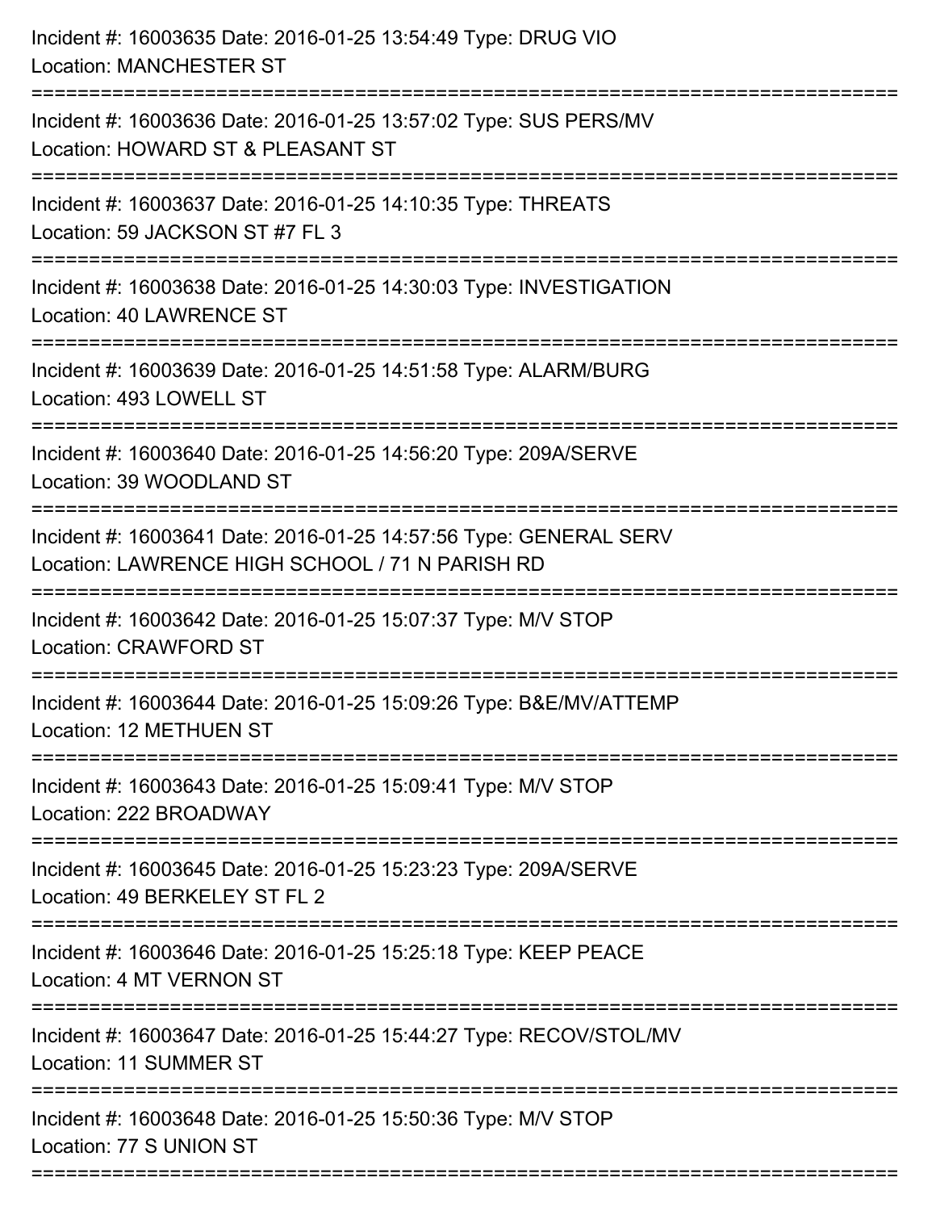Incident #: 16003635 Date: 2016-01-25 13:54:49 Type: DRUG VIO
Location: MANCHESTER ST

===========================================================================

Incident #: 16003636 Date: 2016-01-25 13:57:02 Type: SUS PERS/MV
Location: HOWARD ST & PLEASANT ST

===========================================================================

Incident #: 16003637 Date: 2016-01-25 14:10:35 Type: THREATS
Location: 59 JACKSON ST #7 FL 3

===========================================================================

Incident #: 16003638 Date: 2016-01-25 14:30:03 Type: INVESTIGATION
Location: 40 LAWRENCE ST

===========================================================================

Incident #: 16003639 Date: 2016-01-25 14:51:58 Type: ALARM/BURG
Location: 493 LOWELL ST

===========================================================================

Incident #: 16003640 Date: 2016-01-25 14:56:20 Type: 209A/SERVE
Location: 39 WOODLAND ST

===========================================================================

Incident #: 16003641 Date: 2016-01-25 14:57:56 Type: GENERAL SERV
Location: LAWRENCE HIGH SCHOOL / 71 N PARISH RD

===========================================================================

Incident #: 16003642 Date: 2016-01-25 15:07:37 Type: M/V STOP
Location: CRAWFORD ST

===========================================================================

Incident #: 16003644 Date: 2016-01-25 15:09:26 Type: B&E/MV/ATTEMP
Location: 12 METHUEN ST

===========================================================================

Incident #: 16003643 Date: 2016-01-25 15:09:41 Type: M/V STOP
Location: 222 BROADWAY

===========================================================================

Incident #: 16003645 Date: 2016-01-25 15:23:23 Type: 209A/SERVE
Location: 49 BERKELEY ST FL 2

===========================================================================

Incident #: 16003646 Date: 2016-01-25 15:25:18 Type: KEEP PEACE
Location: 4 MT VERNON ST

===========================================================================

Incident #: 16003647 Date: 2016-01-25 15:44:27 Type: RECOV/STOL/MV
Location: 11 SUMMER ST

===========================================================================

Incident #: 16003648 Date: 2016-01-25 15:50:36 Type: M/V STOP
Location: 77 S UNION ST

===========================================================================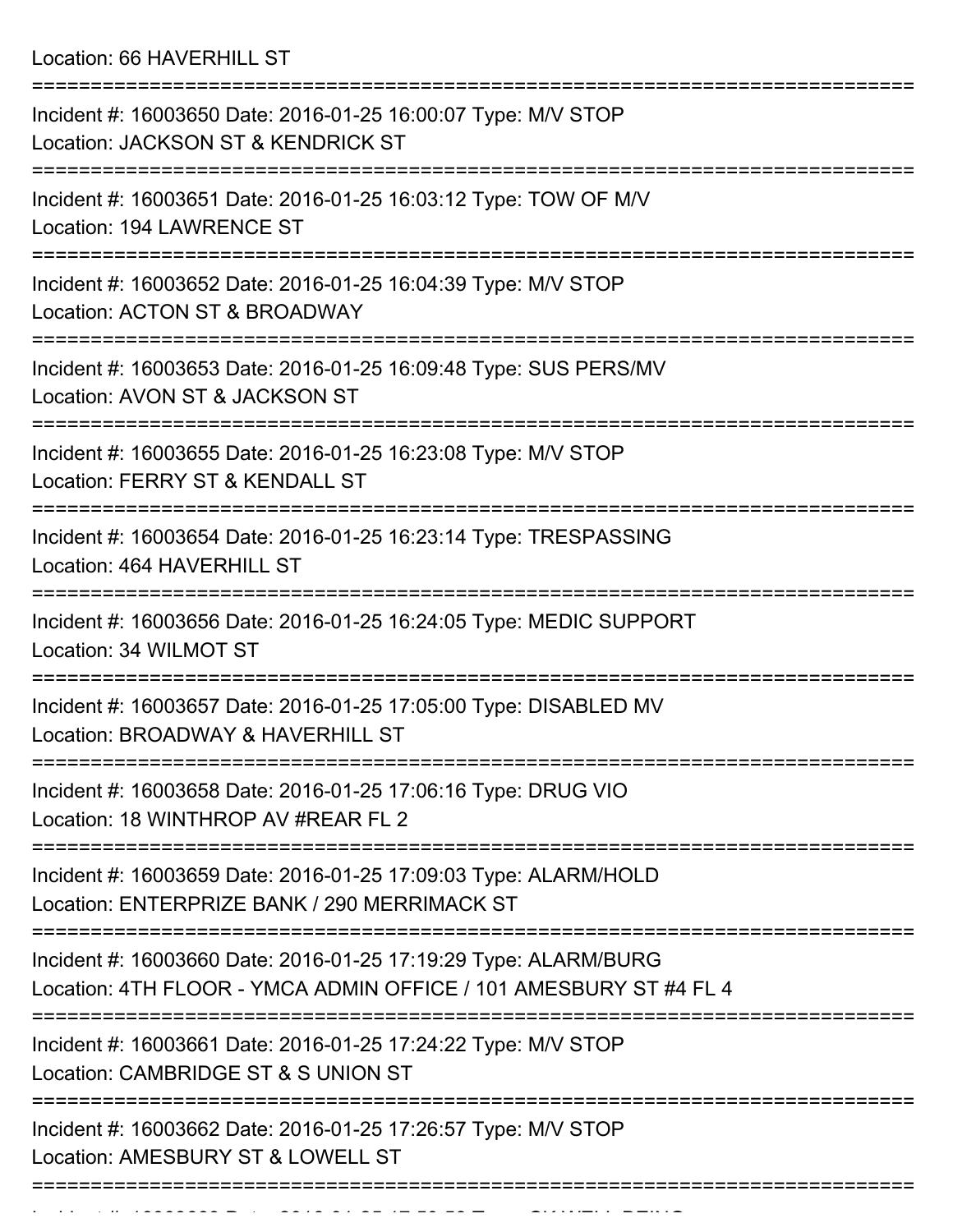Location: 66 HAVERHILL ST

===========================================================================

Incident #: 16003650 Date: 2016-01-25 16:00:07 Type: M/V STOP
Location: JACKSON ST & KENDRICK ST

===========================================================================

Incident #: 16003651 Date: 2016-01-25 16:03:12 Type: TOW OF M/V
Location: 194 LAWRENCE ST

===========================================================================

Incident #: 16003652 Date: 2016-01-25 16:04:39 Type: M/V STOP
Location: ACTON ST & BROADWAY

===========================================================================

Incident #: 16003653 Date: 2016-01-25 16:09:48 Type: SUS PERS/MV
Location: AVON ST & JACKSON ST

===========================================================================

Incident #: 16003655 Date: 2016-01-25 16:23:08 Type: M/V STOP
Location: FERRY ST & KENDALL ST

===========================================================================

Incident #: 16003654 Date: 2016-01-25 16:23:14 Type: TRESPASSING
Location: 464 HAVERHILL ST

===========================================================================

Incident #: 16003656 Date: 2016-01-25 16:24:05 Type: MEDIC SUPPORT
Location: 34 WILMOT ST

===========================================================================

Incident #: 16003657 Date: 2016-01-25 17:05:00 Type: DISABLED MV
Location: BROADWAY & HAVERHILL ST

===========================================================================

Incident #: 16003658 Date: 2016-01-25 17:06:16 Type: DRUG VIO
Location: 18 WINTHROP AV #REAR FL 2

===========================================================================

Incident #: 16003659 Date: 2016-01-25 17:09:03 Type: ALARM/HOLD
Location: ENTERPRIZE BANK / 290 MERRIMACK ST

===========================================================================

Incident #: 16003660 Date: 2016-01-25 17:19:29 Type: ALARM/BURG
Location: 4TH FLOOR - YMCA ADMIN OFFICE / 101 AMESBURY ST #4 FL 4

===========================================================================

Incident #: 16003661 Date: 2016-01-25 17:24:22 Type: M/V STOP
Location: CAMBRIDGE ST & S UNION ST

===========================================================================

Incident #: 16003662 Date: 2016-01-25 17:26:57 Type: M/V STOP
Location: AMESBURY ST & LOWELL ST

===========================================================================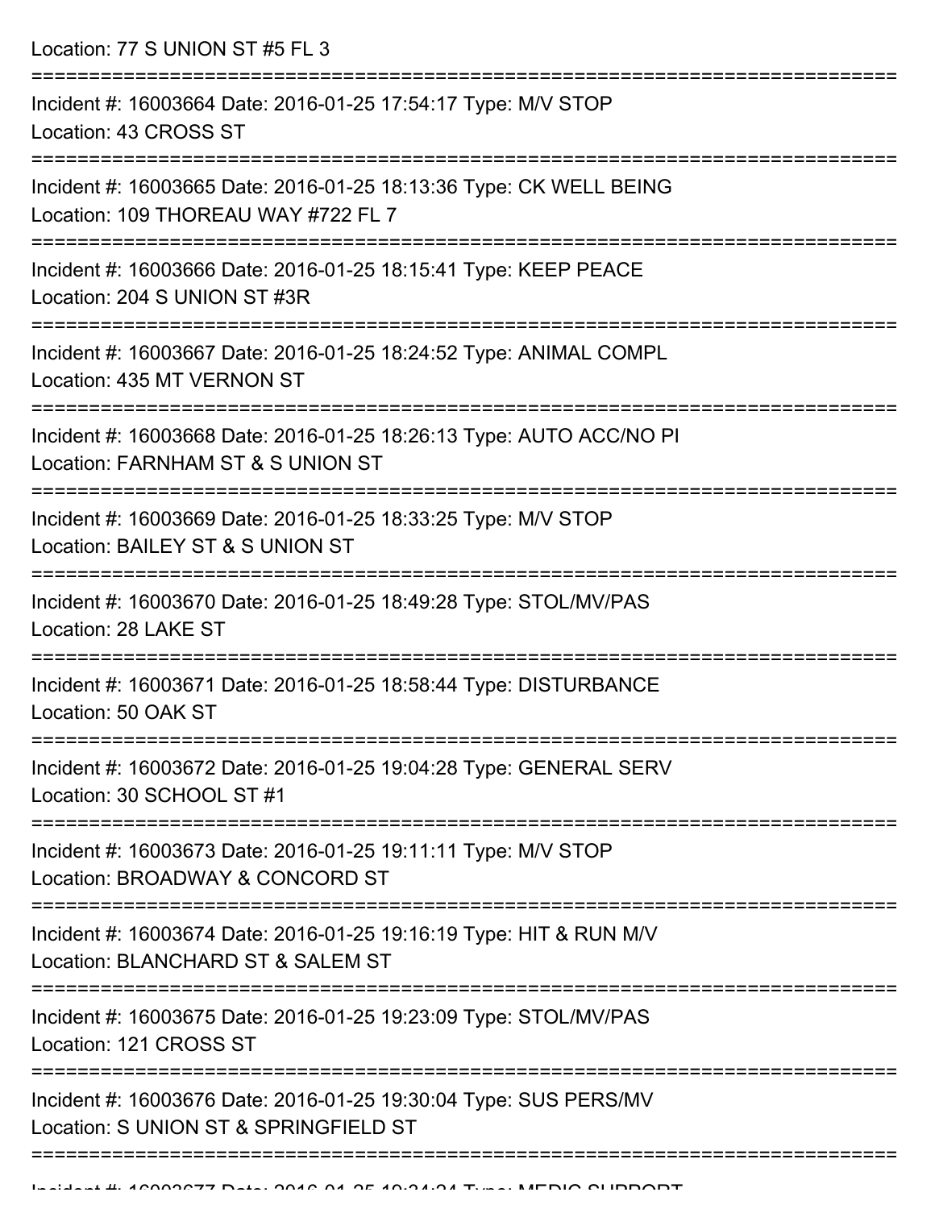Location: 77 S UNION ST #5 FL 3

===========================================================================

Incident #: 16003664 Date: 2016-01-25 17:54:17 Type: M/V STOP
Location: 43 CROSS ST

===========================================================================

Incident #: 16003665 Date: 2016-01-25 18:13:36 Type: CK WELL BEING
Location: 109 THOREAU WAY #722 FL 7

===========================================================================

Incident #: 16003666 Date: 2016-01-25 18:15:41 Type: KEEP PEACE
Location: 204 S UNION ST #3R

===========================================================================

Incident #: 16003667 Date: 2016-01-25 18:24:52 Type: ANIMAL COMPL
Location: 435 MT VERNON ST

===========================================================================

Incident #: 16003668 Date: 2016-01-25 18:26:13 Type: AUTO ACC/NO PI
Location: FARNHAM ST & S UNION ST

===========================================================================

Incident #: 16003669 Date: 2016-01-25 18:33:25 Type: M/V STOP
Location: BAILEY ST & S UNION ST

===========================================================================

Incident #: 16003670 Date: 2016-01-25 18:49:28 Type: STOL/MV/PAS
Location: 28 LAKE ST

===========================================================================

Incident #: 16003671 Date: 2016-01-25 18:58:44 Type: DISTURBANCE
Location: 50 OAK ST

===========================================================================

Incident #: 16003672 Date: 2016-01-25 19:04:28 Type: GENERAL SERV
Location: 30 SCHOOL ST #1

===========================================================================

Incident #: 16003673 Date: 2016-01-25 19:11:11 Type: M/V STOP
Location: BROADWAY & CONCORD ST

===========================================================================

Incident #: 16003674 Date: 2016-01-25 19:16:19 Type: HIT & RUN M/V
Location: BLANCHARD ST & SALEM ST

===========================================================================

Incident #: 16003675 Date: 2016-01-25 19:23:09 Type: STOL/MV/PAS
Location: 121 CROSS ST

===========================================================================

Incident #: 16003676 Date: 2016-01-25 19:30:04 Type: SUS PERS/MV
Location: S UNION ST & SPRINGFIELD ST

===========================================================================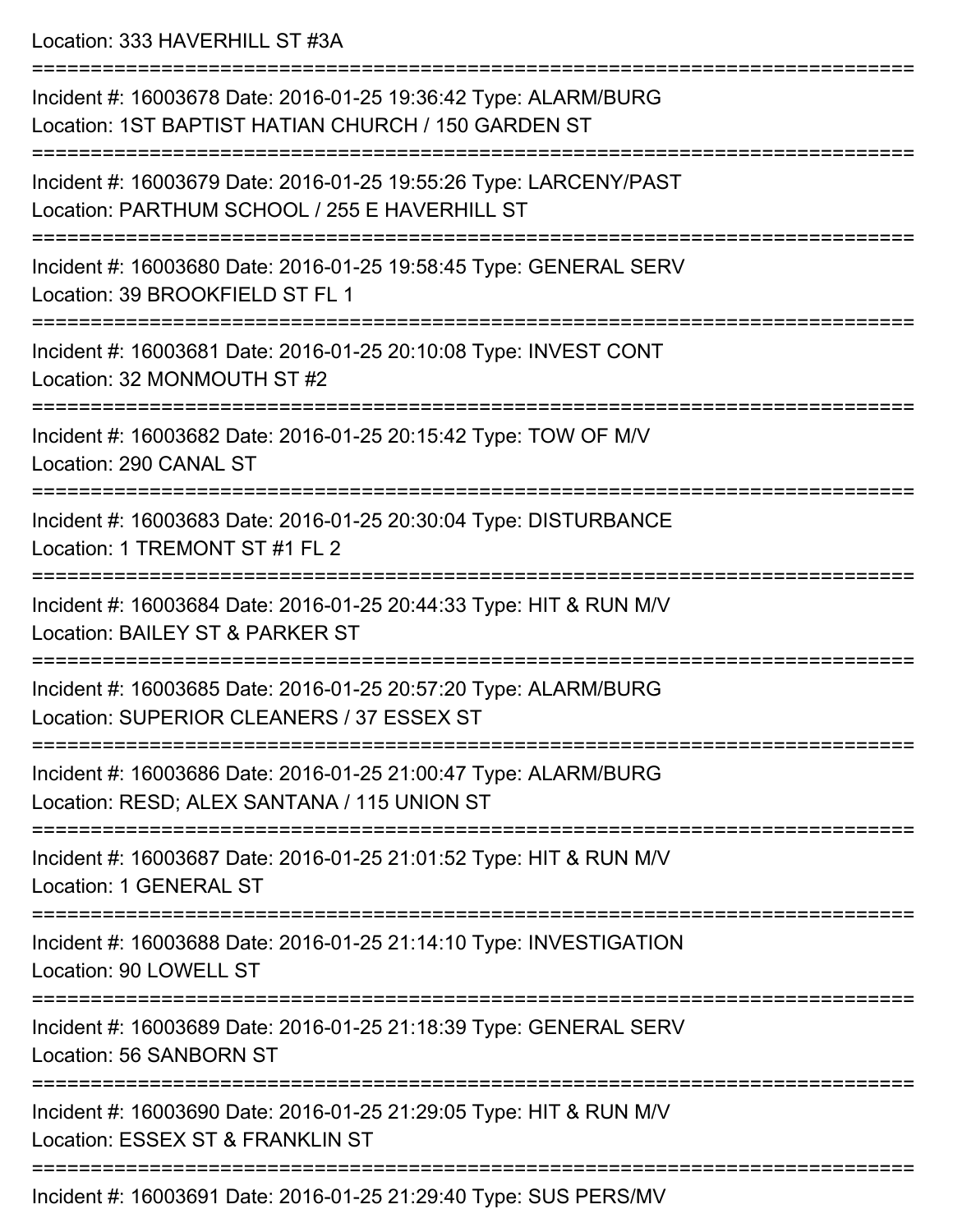Location: 333 HAVERHILL ST #3A

===========================================================================

Incident #: 16003678 Date: 2016-01-25 19:36:42 Type: ALARM/BURG
Location: 1ST BAPTIST HATIAN CHURCH / 150 GARDEN ST

===========================================================================

Incident #: 16003679 Date: 2016-01-25 19:55:26 Type: LARCENY/PAST
Location: PARTHUM SCHOOL / 255 E HAVERHILL ST

===========================================================================

Incident #: 16003680 Date: 2016-01-25 19:58:45 Type: GENERAL SERV
Location: 39 BROOKFIELD ST FL 1

===========================================================================

Incident #: 16003681 Date: 2016-01-25 20:10:08 Type: INVEST CONT
Location: 32 MONMOUTH ST #2

===========================================================================

Incident #: 16003682 Date: 2016-01-25 20:15:42 Type: TOW OF M/V
Location: 290 CANAL ST

===========================================================================

Incident #: 16003683 Date: 2016-01-25 20:30:04 Type: DISTURBANCE
Location: 1 TREMONT ST #1 FL 2

===========================================================================

Incident #: 16003684 Date: 2016-01-25 20:44:33 Type: HIT & RUN M/V
Location: BAILEY ST & PARKER ST

===========================================================================

Incident #: 16003685 Date: 2016-01-25 20:57:20 Type: ALARM/BURG
Location: SUPERIOR CLEANERS / 37 ESSEX ST

===========================================================================

Incident #: 16003686 Date: 2016-01-25 21:00:47 Type: ALARM/BURG
Location: RESD; ALEX SANTANA / 115 UNION ST

===========================================================================

Incident #: 16003687 Date: 2016-01-25 21:01:52 Type: HIT & RUN M/V
Location: 1 GENERAL ST

===========================================================================

Incident #: 16003688 Date: 2016-01-25 21:14:10 Type: INVESTIGATION
Location: 90 LOWELL ST

===========================================================================

Incident #: 16003689 Date: 2016-01-25 21:18:39 Type: GENERAL SERV
Location: 56 SANBORN ST

===========================================================================

Incident #: 16003690 Date: 2016-01-25 21:29:05 Type: HIT & RUN M/V
Location: ESSEX ST & FRANKLIN ST

===========================================================================

Incident #: 16003691 Date: 2016-01-25 21:29:40 Type: SUS PERS/MV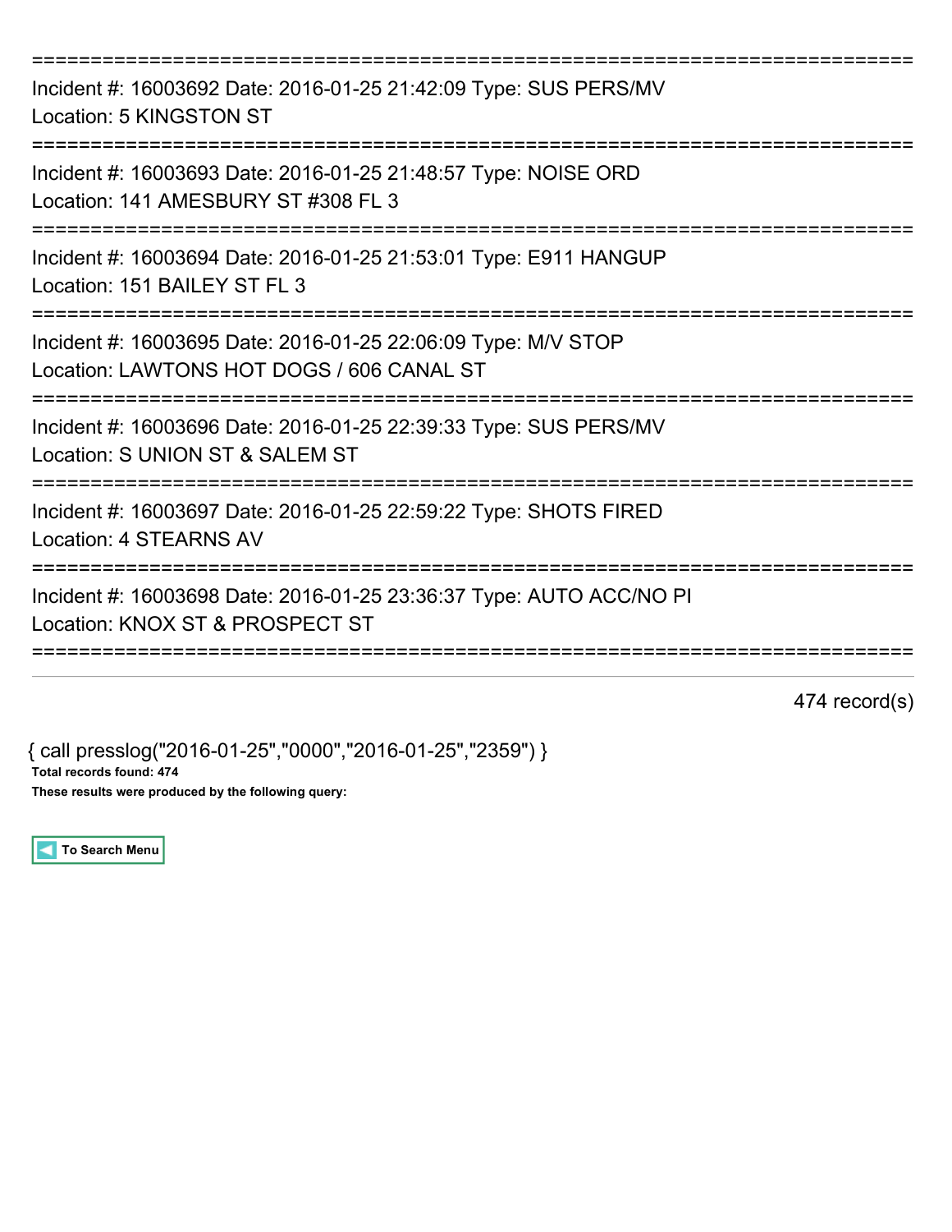===========================================================================

Incident #: 16003692 Date: 2016-01-25 21:42:09 Type: SUS PERS/MV
Location: 5 KINGSTON ST

===========================================================================

Incident #: 16003693 Date: 2016-01-25 21:48:57 Type: NOISE ORD
Location: 141 AMESBURY ST #308 FL 3

===========================================================================

Incident #: 16003694 Date: 2016-01-25 21:53:01 Type: E911 HANGUP
Location: 151 BAILEY ST FL 3

===========================================================================

Incident #: 16003695 Date: 2016-01-25 22:06:09 Type: M/V STOP
Location: LAWTONS HOT DOGS / 606 CANAL ST

===========================================================================

Incident #: 16003696 Date: 2016-01-25 22:39:33 Type: SUS PERS/MV
Location: S UNION ST & SALEM ST

===========================================================================

Incident #: 16003697 Date: 2016-01-25 22:59:22 Type: SHOTS FIRED
Location: 4 STEARNS AV

===========================================================================

Incident #: 16003698 Date: 2016-01-25 23:36:37 Type: AUTO ACC/NO PI
Location: KNOX ST & PROSPECT ST

===========================================================================

474 record(s)

{ call presslog("2016-01-25","0000","2016-01-25","2359") }

**Total records found: 474**

**These results were produced by the following query:**

To Search Menu